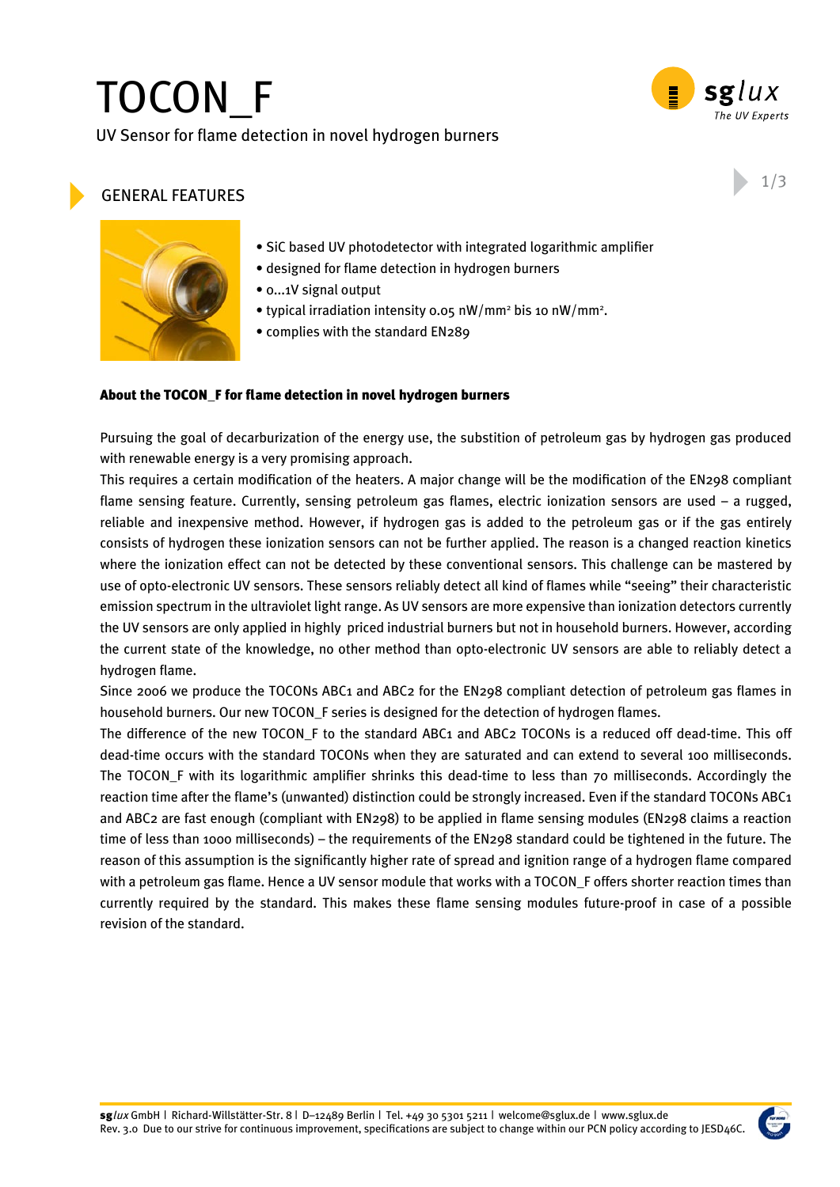# TOCON_F

UV Sensor for flame detection in novel hydrogen burners

## GENERAL FEATURES

- SiC based UV photodetector with integrated logarithmic amplifier
- designed for flame detection in hydrogen burners
- 0...1V signal output
- typical irradiation intensity 0.05 nW/mm² bis 10 nW/mm².
- complies with the standard EN289

**About the TOCON_F for flame detection in novel hydrogen burners**

Pursuing the goal of decarburization of the energy use, the substition of petroleum gas by hydrogen gas produced with renewable energy is a very promising approach.

This requires a certain modification of the heaters. A major change will be the modification of the EN298 compliant flame sensing feature. Currently, sensing petroleum gas flames, electric ionization sensors are used – a rugged, reliable and inexpensive method. However, if hydrogen gas is added to the petroleum gas or if the gas entirely consists of hydrogen these ionization sensors can not be further applied. The reason is a changed reaction kinetics where the ionization effect can not be detected by these conventional sensors. This challenge can be mastered by use of opto-electronic UV sensors. These sensors reliably detect all kind of flames while "seeing" their characteristic emission spectrum in the ultraviolet light range. As UV sensors are more expensive than ionization detectors currently the UV sensors are only applied in highly priced industrial burners but not in household burners. However, according the current state of the knowledge, no other method than opto-electronic UV sensors are able to reliably detect a hydrogen flame.

Since 2006 we produce the TOCONs ABC1 and ABC2 for the EN298 compliant detection of petroleum gas flames in household burners. Our new TOCON_F series is designed for the detection of hydrogen flames.

The difference of the new TOCON_F to the standard ABC1 and ABC2 TOCONs is a reduced off dead-time. This off dead-time occurs with the standard TOCONs when they are saturated and can extend to several 100 milliseconds. The TOCON_F with its logarithmic amplifier shrinks this dead-time to less than 70 milliseconds. Accordingly the reaction time after the flame's (unwanted) distinction could be strongly increased. Even if the standard TOCONs ABC1 and ABC2 are fast enough (compliant with EN298) to be applied in flame sensing modules (EN298 claims a reaction time of less than 1000 milliseconds) – the requirements of the EN298 standard could be tightened in the future. The reason of this assumption is the significantly higher rate of spread and ignition range of a hydrogen flame compared with a petroleum gas flame. Hence a UV sensor module that works with a TOCON_F offers shorter reaction times than currently required by the standard. This makes these flame sensing modules future-proof in case of a possible revision of the standard.

sg*lux* GmbH | Richard-Willstätter-Str. 8 | D–12489 Berlin | Tel. +49 30 5301 5211 | welcome@sglux.de | www.sglux.de
Rev. 3.0 Due to our strive for continuous improvement, specifications are subject to change within our PCN policy according to JESD46C.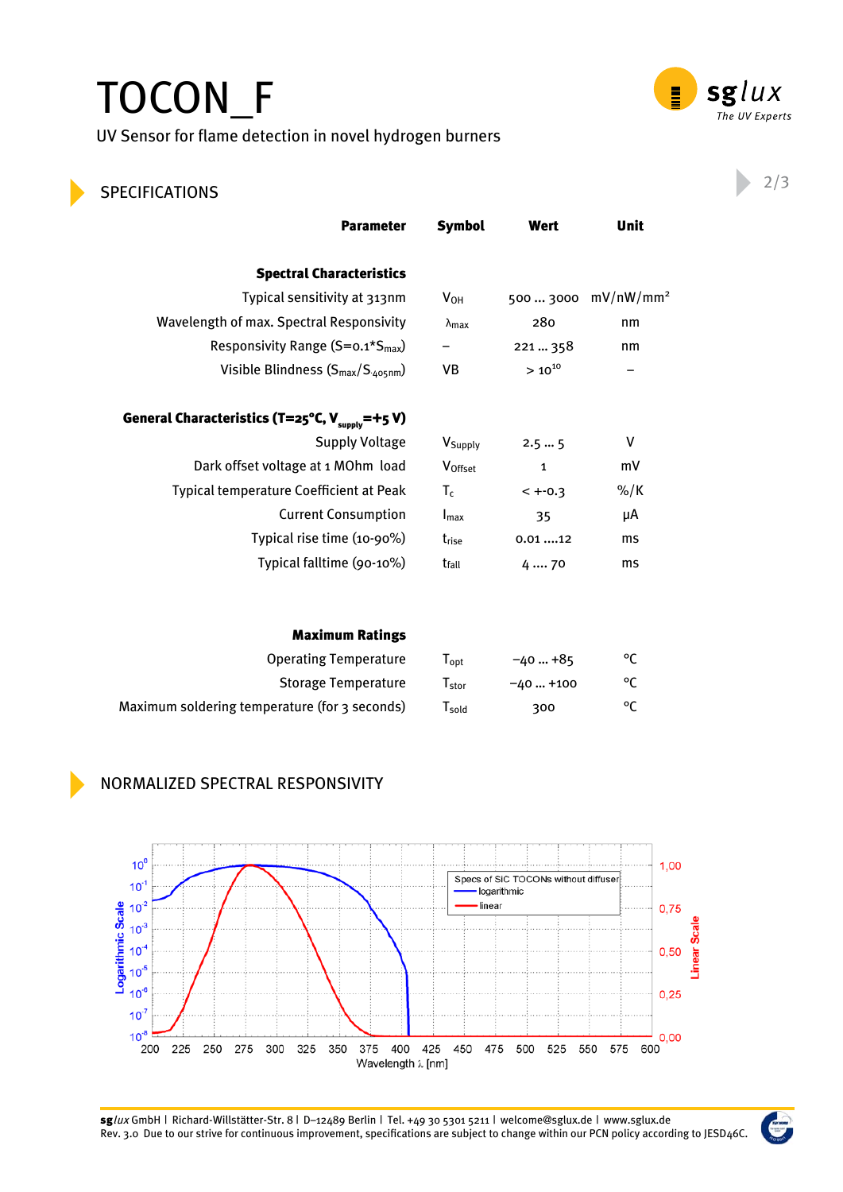# TOCON_F

UV Sensor for flame detection in novel hydrogen burners

## SPECIFICATIONS

| Parameter | Symbol | Wert | Unit |
|---|---|---|---|
| **Spectral Characteristics** | | | |
| Typical sensitivity at 313nm | $V_{OH}$ | 500 ... 3000 | mV/nW/mm² |
| Wavelength of max. Spectral Responsivity | $\lambda_{max}$ | 280 | nm |
| Responsivity Range ($S=0.1*S_{max}$) | – | 221 ... 358 | nm |
| Visible Blindness ($S_{max}/S_{405nm}$) | VB | $> 10^{10}$ | – |
| **General Characteristics ($T=25°C$, $V_{supply}=+5$ V)** | | | |
| Supply Voltage | $V_{Supply}$ | 2.5 ... 5 | V |
| Dark offset voltage at 1 MOhm load | $V_{Offset}$ | 1 | mV |
| Typical temperature Coefficient at Peak | $T_c$ | < +-0.3 | %/K |
| Current Consumption | $I_{max}$ | 35 | µA |
| Typical rise time (10-90%) | $t_{rise}$ | 0.01 ....12 | ms |
| Typical falltime (90-10%) | $t_{fall}$ | 4 .... 70 | ms |
| **Maximum Ratings** | | | |
| Operating Temperature | $T_{opt}$ | −40 ... +85 | °C |
| Storage Temperature | $T_{stor}$ | −40 ... +100 | °C |
| Maximum soldering temperature (for 3 seconds) | $T_{sold}$ | 300 | °C |

## NORMALIZED SPECTRAL RESPONSIVITY

sglux GmbH | Richard-Willstätter-Str. 8 | D–12489 Berlin | Tel. +49 30 5301 5211 | welcome@sglux.de | www.sglux.de
Rev. 3.0 Due to our strive for continuous improvement, specifications are subject to change within our PCN policy according to JESD46C.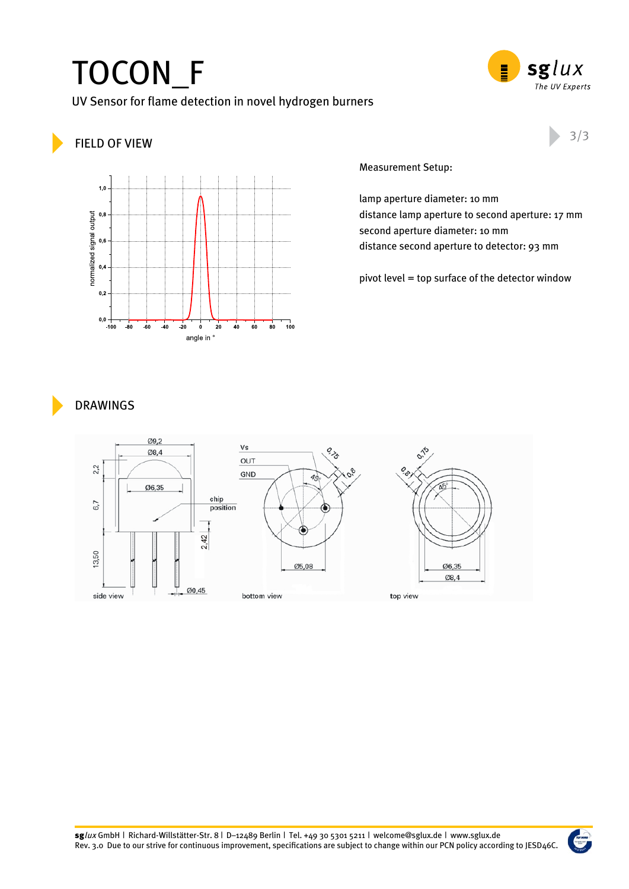# TOCON_F

UV Sensor for flame detection in novel hydrogen burners

## FIELD OF VIEW

normalized signal output

1,0
0,8
0,6
0,4
0,2
0,0

-100 -80 -60 -40 -20 0 20 40 60 80 100

angle in °

Measurement Setup:

lamp aperture diameter: 10 mm
distance lamp aperture to second aperture: 17 mm
second aperture diameter: 10 mm
distance second aperture to detector: 93 mm

pivot level = top surface of the detector window

## DRAWINGS

Ø9,2
Ø8,4
Ø6,35
2,2
6,7
13,50
chip position
2,42
Ø0,45
side view

Vs
OUT
GND
0,75
0,8
45°
Ø5,08
bottom view

0,75
0,8
45°
Ø6,35
Ø8,4
top view

**sg***lux* GmbH | Richard-Willstätter-Str. 8 | D–12489 Berlin | Tel. +49 30 5301 5211 | welcome@sglux.de | www.sglux.de
Rev. 3.0 Due to our strive for continuous improvement, specifications are subject to change within our PCN policy according to JESD46C.